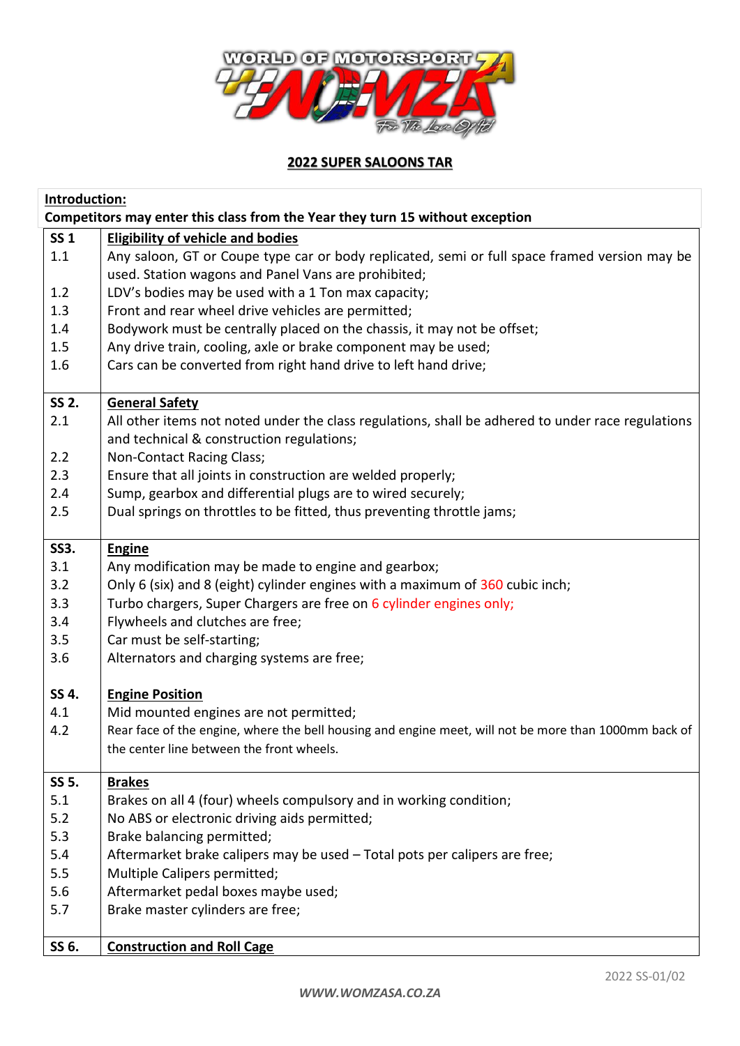# 2022 SUPER SALOONS TAR

**Introduction:**

**Competitors may enter this class from the Year they turn 15 without exception**

| | |
|---|---|
| **SS 1** | **Eligibility of vehicle and bodies** |
| 1.1 | Any saloon, GT or Coupe type car or body replicated, semi or full space framed version may be used. Station wagons and Panel Vans are prohibited; |
| 1.2 | LDV's bodies may be used with a 1 Ton max capacity; |
| 1.3 | Front and rear wheel drive vehicles are permitted; |
| 1.4 | Bodywork must be centrally placed on the chassis, it may not be offset; |
| 1.5 | Any drive train, cooling, axle or brake component may be used; |
| 1.6 | Cars can be converted from right hand drive to left hand drive; |
| **SS 2.** | **General Safety** |
| 2.1 | All other items not noted under the class regulations, shall be adhered to under race regulations and technical & construction regulations; |
| 2.2 | Non-Contact Racing Class; |
| 2.3 | Ensure that all joints in construction are welded properly; |
| 2.4 | Sump, gearbox and differential plugs are to wired securely; |
| 2.5 | Dual springs on throttles to be fitted, thus preventing throttle jams; |
| **SS3.** | **Engine** |
| 3.1 | Any modification may be made to engine and gearbox; |
| 3.2 | Only 6 (six) and 8 (eight) cylinder engines with a maximum of 360 cubic inch; |
| 3.3 | Turbo chargers, Super Chargers are free on 6 cylinder engines only; |
| 3.4 | Flywheels and clutches are free; |
| 3.5 | Car must be self-starting; |
| 3.6 | Alternators and charging systems are free; |
| **SS 4.** | **Engine Position** |
| 4.1 | Mid mounted engines are not permitted; |
| 4.2 | Rear face of the engine, where the bell housing and engine meet, will not be more than 1000mm back of the center line between the front wheels. |
| **SS 5.** | **Brakes** |
| 5.1 | Brakes on all 4 (four) wheels compulsory and in working condition; |
| 5.2 | No ABS or electronic driving aids permitted; |
| 5.3 | Brake balancing permitted; |
| 5.4 | Aftermarket brake calipers may be used – Total pots per calipers are free; |
| 5.5 | Multiple Calipers permitted; |
| 5.6 | Aftermarket pedal boxes maybe used; |
| 5.7 | Brake master cylinders are free; |
| **SS 6.** | **Construction and Roll Cage** |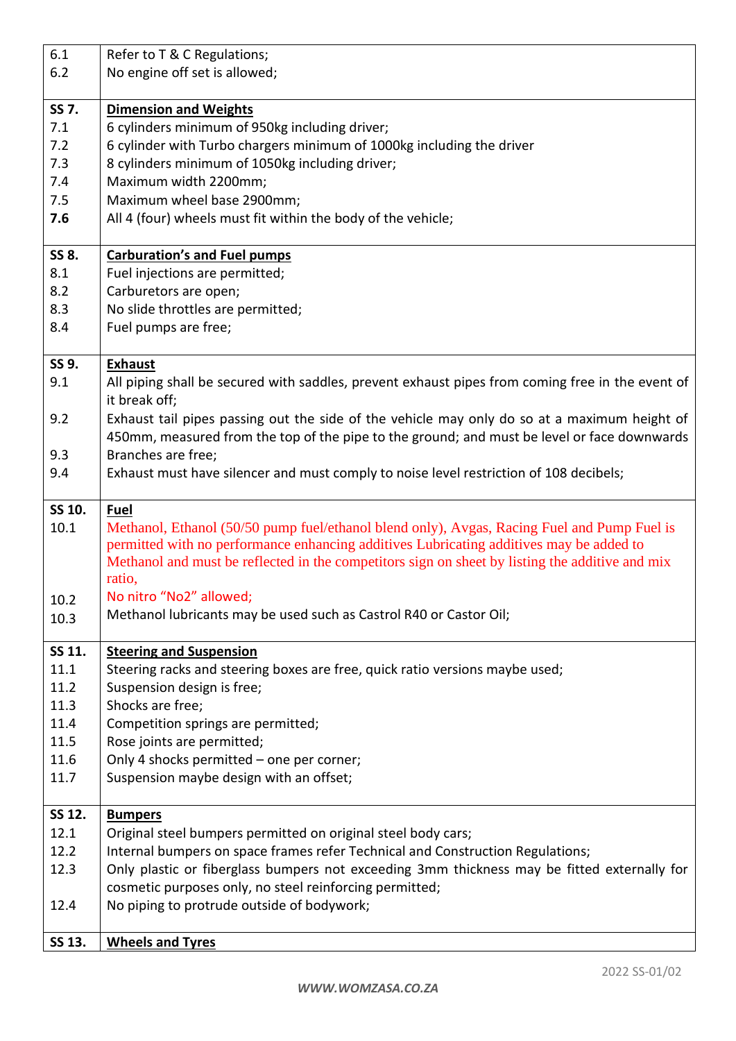| | |
|---|---|
| 6.1 | Refer to T & C Regulations; |
| 6.2 | No engine off set is allowed; |
| **SS 7.** | **Dimension and Weights** |
| 7.1 | 6 cylinders minimum of 950kg including driver; |
| 7.2 | 6 cylinder with Turbo chargers minimum of 1000kg including the driver |
| 7.3 | 8 cylinders minimum of 1050kg including driver; |
| 7.4 | Maximum width 2200mm; |
| 7.5 | Maximum wheel base 2900mm; |
| **7.6** | All 4 (four) wheels must fit within the body of the vehicle; |
| **SS 8.** | **Carburation's and Fuel pumps** |
| 8.1 | Fuel injections are permitted; |
| 8.2 | Carburetors are open; |
| 8.3 | No slide throttles are permitted; |
| 8.4 | Fuel pumps are free; |
| **SS 9.** | **Exhaust** |
| 9.1 | All piping shall be secured with saddles, prevent exhaust pipes from coming free in the event of it break off; |
| 9.2 | Exhaust tail pipes passing out the side of the vehicle may only do so at a maximum height of 450mm, measured from the top of the pipe to the ground; and must be level or face downwards |
| 9.3 | Branches are free; |
| 9.4 | Exhaust must have silencer and must comply to noise level restriction of 108 decibels; |
| **SS 10.** | **Fuel** |
| 10.1 | Methanol, Ethanol (50/50 pump fuel/ethanol blend only), Avgas, Racing Fuel and Pump Fuel is permitted with no performance enhancing additives Lubricating additives may be added to Methanol and must be reflected in the competitors sign on sheet by listing the additive and mix ratio, |
| 10.2 | No nitro "No2" allowed; |
| 10.3 | Methanol lubricants may be used such as Castrol R40 or Castor Oil; |
| **SS 11.** | **Steering and Suspension** |
| 11.1 | Steering racks and steering boxes are free, quick ratio versions maybe used; |
| 11.2 | Suspension design is free; |
| 11.3 | Shocks are free; |
| 11.4 | Competition springs are permitted; |
| 11.5 | Rose joints are permitted; |
| 11.6 | Only 4 shocks permitted – one per corner; |
| 11.7 | Suspension maybe design with an offset; |
| **SS 12.** | **Bumpers** |
| 12.1 | Original steel bumpers permitted on original steel body cars; |
| 12.2 | Internal bumpers on space frames refer Technical and Construction Regulations; |
| 12.3 | Only plastic or fiberglass bumpers not exceeding 3mm thickness may be fitted externally for cosmetic purposes only, no steel reinforcing permitted; |
| 12.4 | No piping to protrude outside of bodywork; |
| **SS 13.** | **Wheels and Tyres** |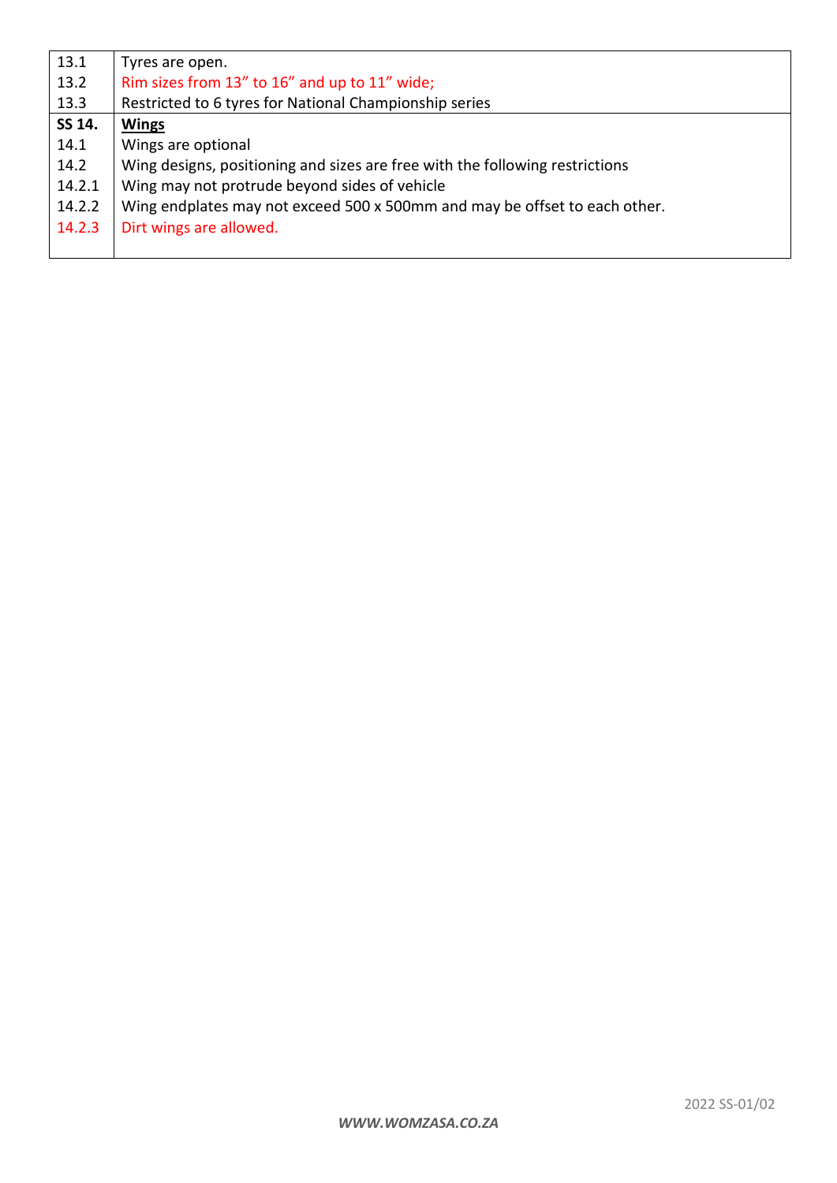| | |
|---|---|
| 13.1 | Tyres are open. |
| 13.2 | Rim sizes from 13" to 16" and up to 11" wide; |
| 13.3 | Restricted to 6 tyres for National Championship series |
| **SS 14.** | **Wings** |
| 14.1 | Wings are optional |
| 14.2 | Wing designs, positioning and sizes are free with the following restrictions |
| 14.2.1 | Wing may not protrude beyond sides of vehicle |
| 14.2.2 | Wing endplates may not exceed 500 x 500mm and may be offset to each other. |
| 14.2.3 | Dirt wings are allowed. |

2022 SS-01/02

*WWW.WOMZASA.CO.ZA*